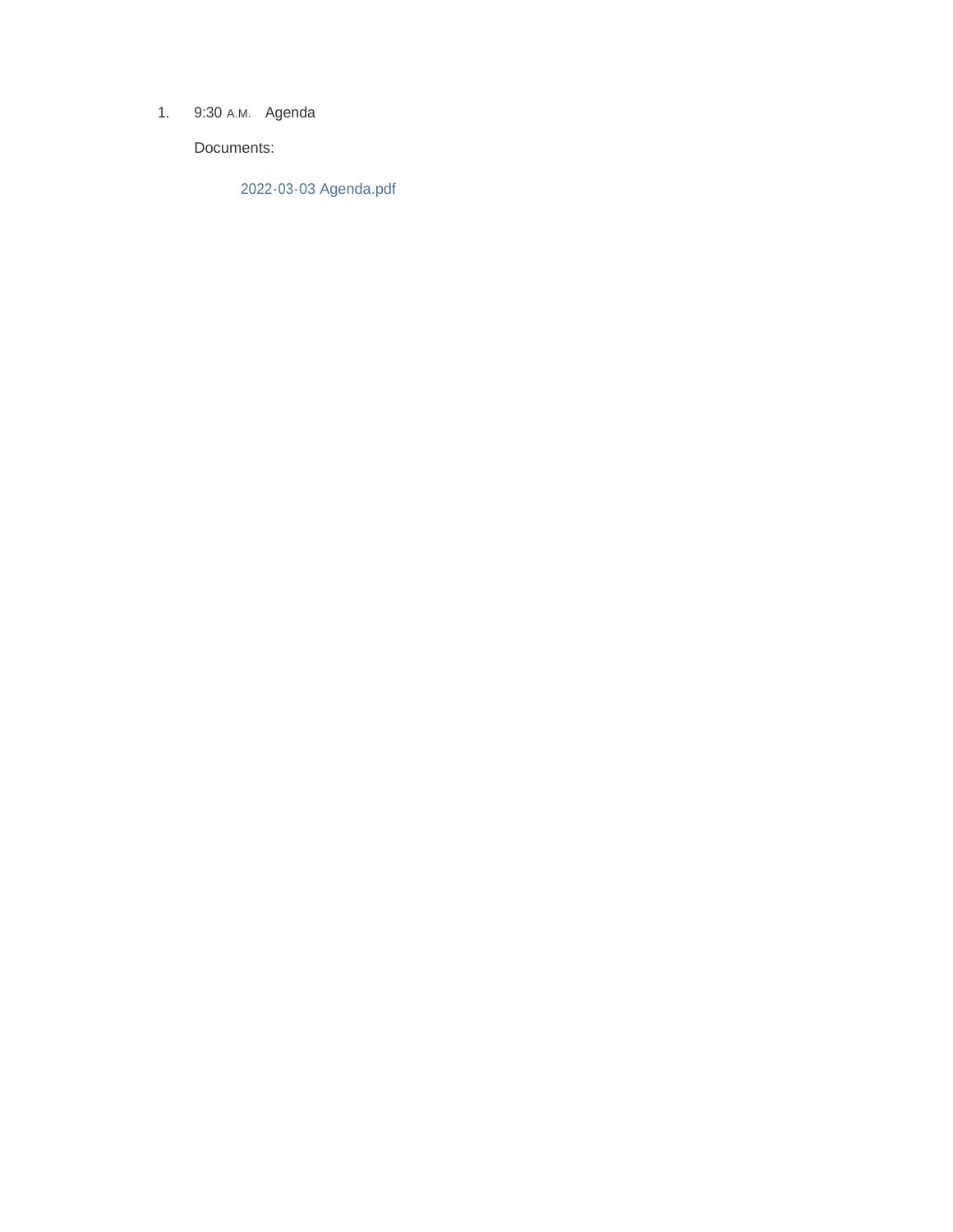1. 9:30 A.M. Agenda

   Documents:

   2022-03-03 Agenda.pdf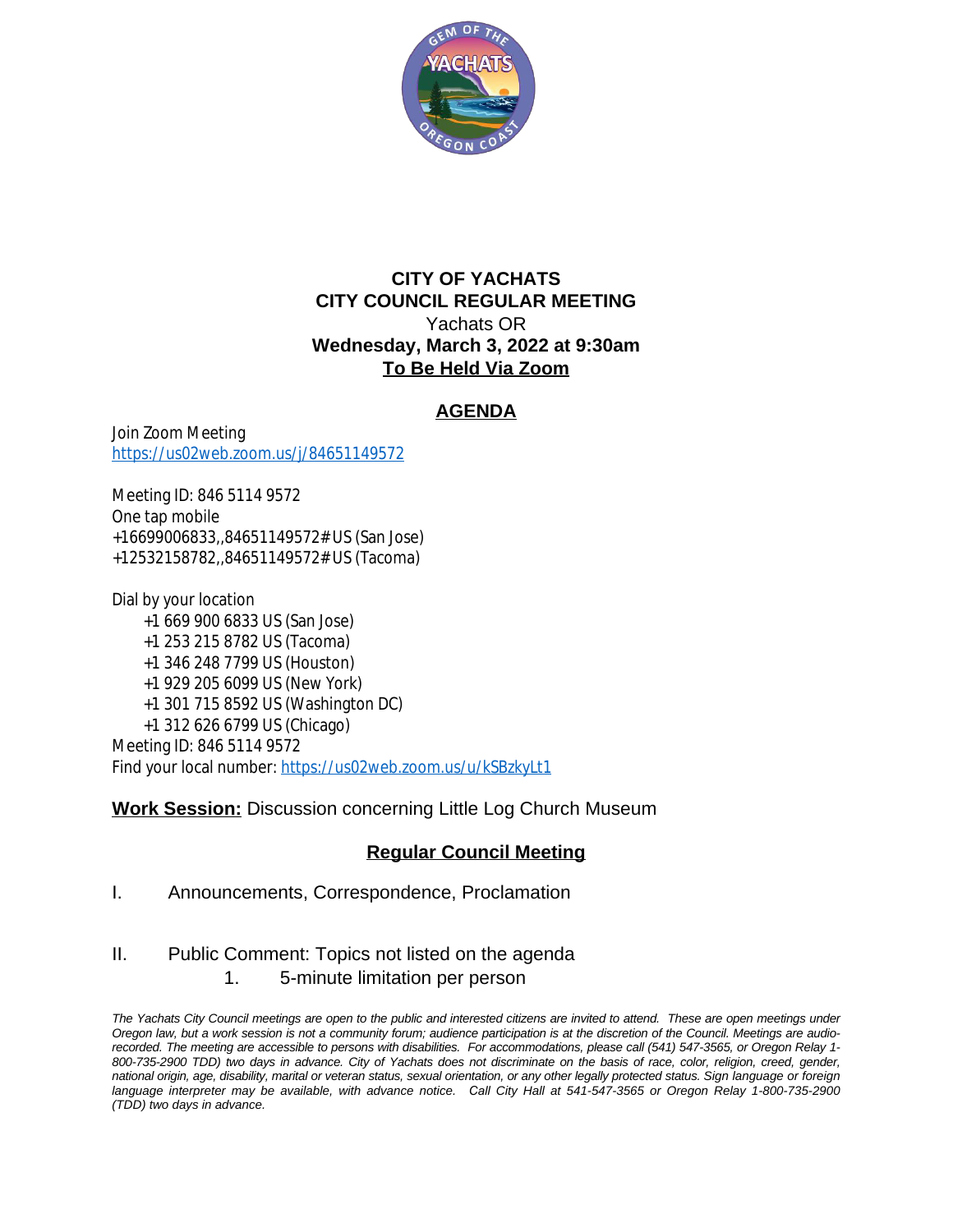# CITY OF YACHATS
# CITY COUNCIL REGULAR MEETING

Yachats OR

**Wednesday, March 3, 2022 at 9:30am**

**To Be Held Via Zoom**

## AGENDA

Join Zoom Meeting
https://us02web.zoom.us/j/84651149572

Meeting ID: 846 5114 9572
One tap mobile
+16699006833,,84651149572# US (San Jose)
+12532158782,,84651149572# US (Tacoma)

Dial by your location
+1 669 900 6833 US (San Jose)
+1 253 215 8782 US (Tacoma)
+1 346 248 7799 US (Houston)
+1 929 205 6099 US (New York)
+1 301 715 8592 US (Washington DC)
+1 312 626 6799 US (Chicago)
Meeting ID: 846 5114 9572
Find your local number: https://us02web.zoom.us/u/kSBzkyLt1

**Work Session:** Discussion concerning Little Log Church Museum

## Regular Council Meeting

I. Announcements, Correspondence, Proclamation

II. Public Comment: Topics not listed on the agenda
   1. 5-minute limitation per person

*The Yachats City Council meetings are open to the public and interested citizens are invited to attend. These are open meetings under Oregon law, but a work session is not a community forum; audience participation is at the discretion of the Council. Meetings are audio-recorded. The meeting are accessible to persons with disabilities. For accommodations, please call (541) 547-3565, or Oregon Relay 1-800-735-2900 TDD) two days in advance. City of Yachats does not discriminate on the basis of race, color, religion, creed, gender, national origin, age, disability, marital or veteran status, sexual orientation, or any other legally protected status. Sign language or foreign language interpreter may be available, with advance notice. Call City Hall at 541-547-3565 or Oregon Relay 1-800-735-2900 (TDD) two days in advance.*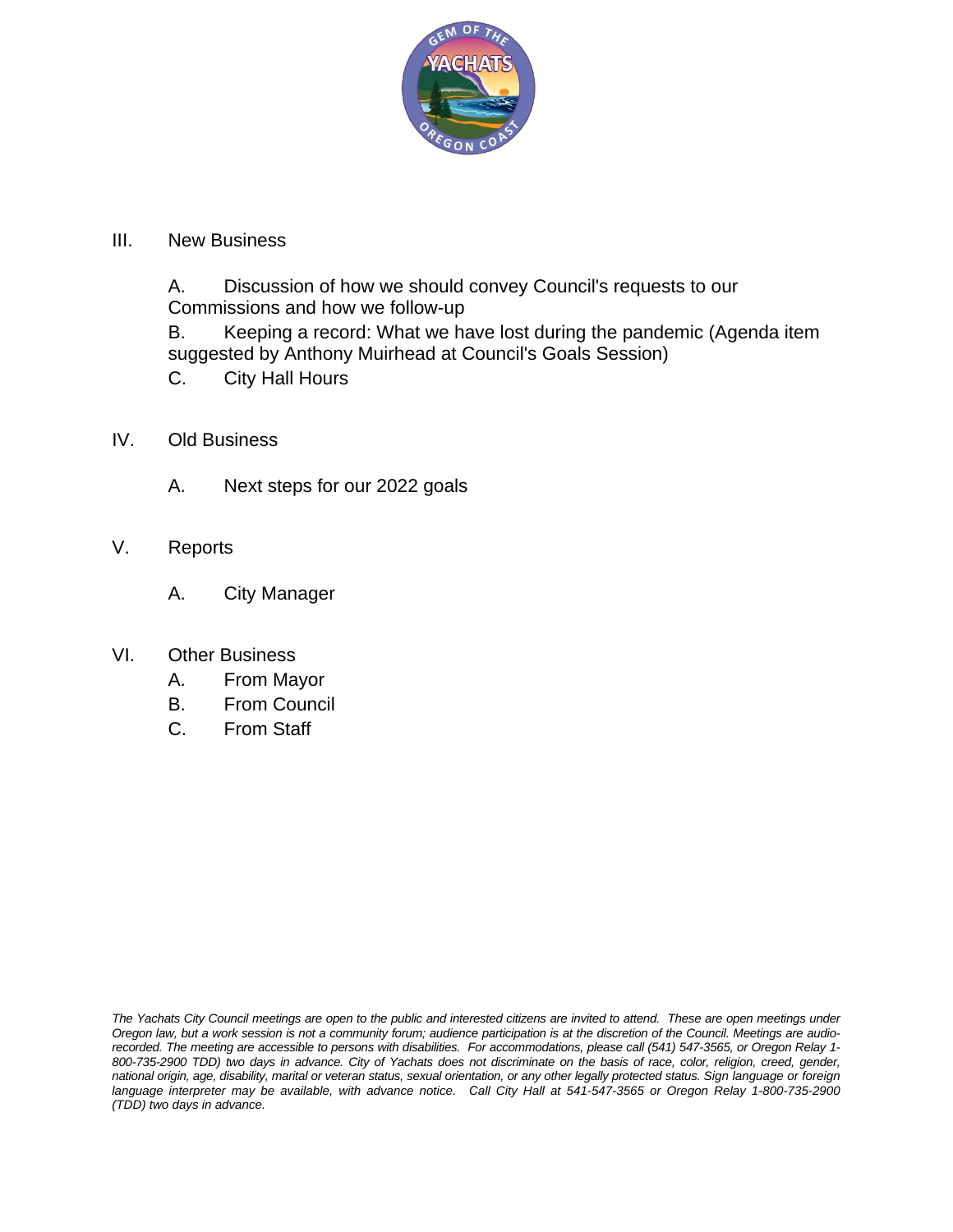III. New Business

A. Discussion of how we should convey Council's requests to our Commissions and how we follow-up

B. Keeping a record: What we have lost during the pandemic (Agenda item suggested by Anthony Muirhead at Council's Goals Session)

C. City Hall Hours

IV. Old Business

A. Next steps for our 2022 goals

V. Reports

A. City Manager

VI. Other Business

A. From Mayor

B. From Council

C. From Staff

*The Yachats City Council meetings are open to the public and interested citizens are invited to attend. These are open meetings under Oregon law, but a work session is not a community forum; audience participation is at the discretion of the Council. Meetings are audio-recorded. The meeting are accessible to persons with disabilities. For accommodations, please call (541) 547-3565, or Oregon Relay 1-800-735-2900 TDD) two days in advance. City of Yachats does not discriminate on the basis of race, color, religion, creed, gender, national origin, age, disability, marital or veteran status, sexual orientation, or any other legally protected status. Sign language or foreign language interpreter may be available, with advance notice. Call City Hall at 541-547-3565 or Oregon Relay 1-800-735-2900 (TDD) two days in advance.*